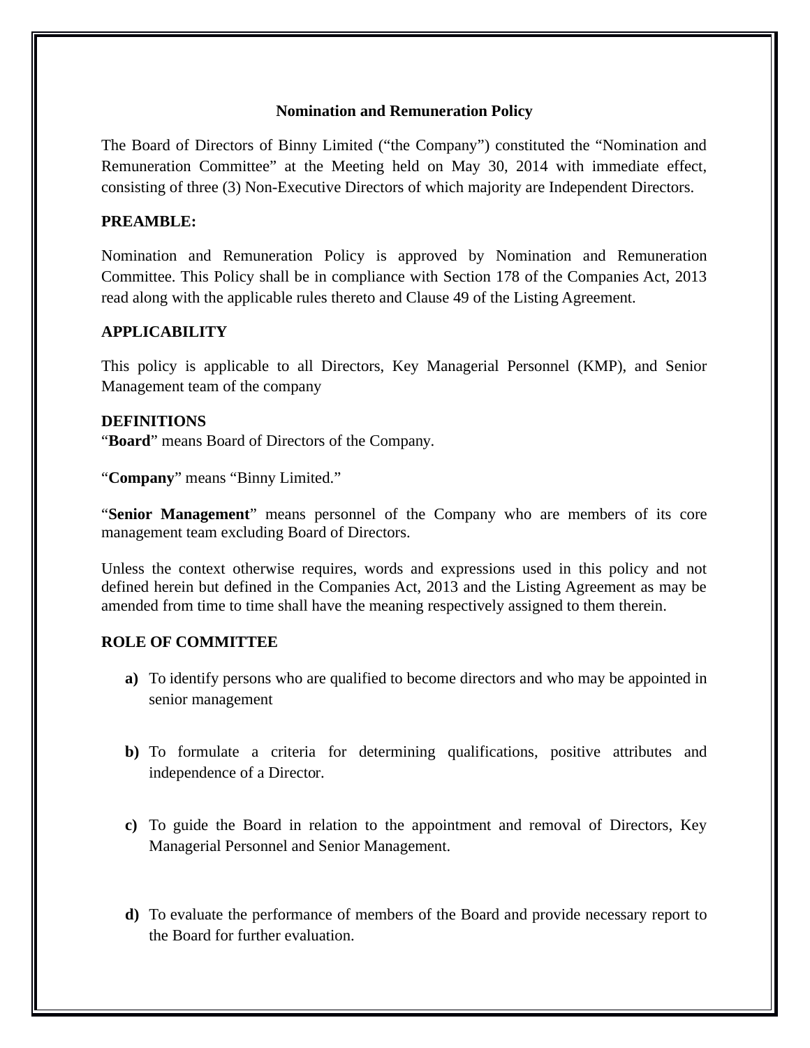# Nomination and Remuneration Policy

The Board of Directors of Binny Limited ("the Company") constituted the "Nomination and Remuneration Committee" at the Meeting held on May 30, 2014 with immediate effect, consisting of three (3) Non-Executive Directors of which majority are Independent Directors.

**PREAMBLE:**

Nomination and Remuneration Policy is approved by Nomination and Remuneration Committee. This Policy shall be in compliance with Section 178 of the Companies Act, 2013 read along with the applicable rules thereto and Clause 49 of the Listing Agreement.

**APPLICABILITY**

This policy is applicable to all Directors, Key Managerial Personnel (KMP), and Senior Management team of the company

**DEFINITIONS**

"**Board**" means Board of Directors of the Company.

"**Company**" means "Binny Limited."

"**Senior Management**" means personnel of the Company who are members of its core management team excluding Board of Directors.

Unless the context otherwise requires, words and expressions used in this policy and not defined herein but defined in the Companies Act, 2013 and the Listing Agreement as may be amended from time to time shall have the meaning respectively assigned to them therein.

**ROLE OF COMMITTEE**

**a)** To identify persons who are qualified to become directors and who may be appointed in senior management

**b)** To formulate a criteria for determining qualifications, positive attributes and independence of a Director.

**c)** To guide the Board in relation to the appointment and removal of Directors, Key Managerial Personnel and Senior Management.

**d)** To evaluate the performance of members of the Board and provide necessary report to the Board for further evaluation.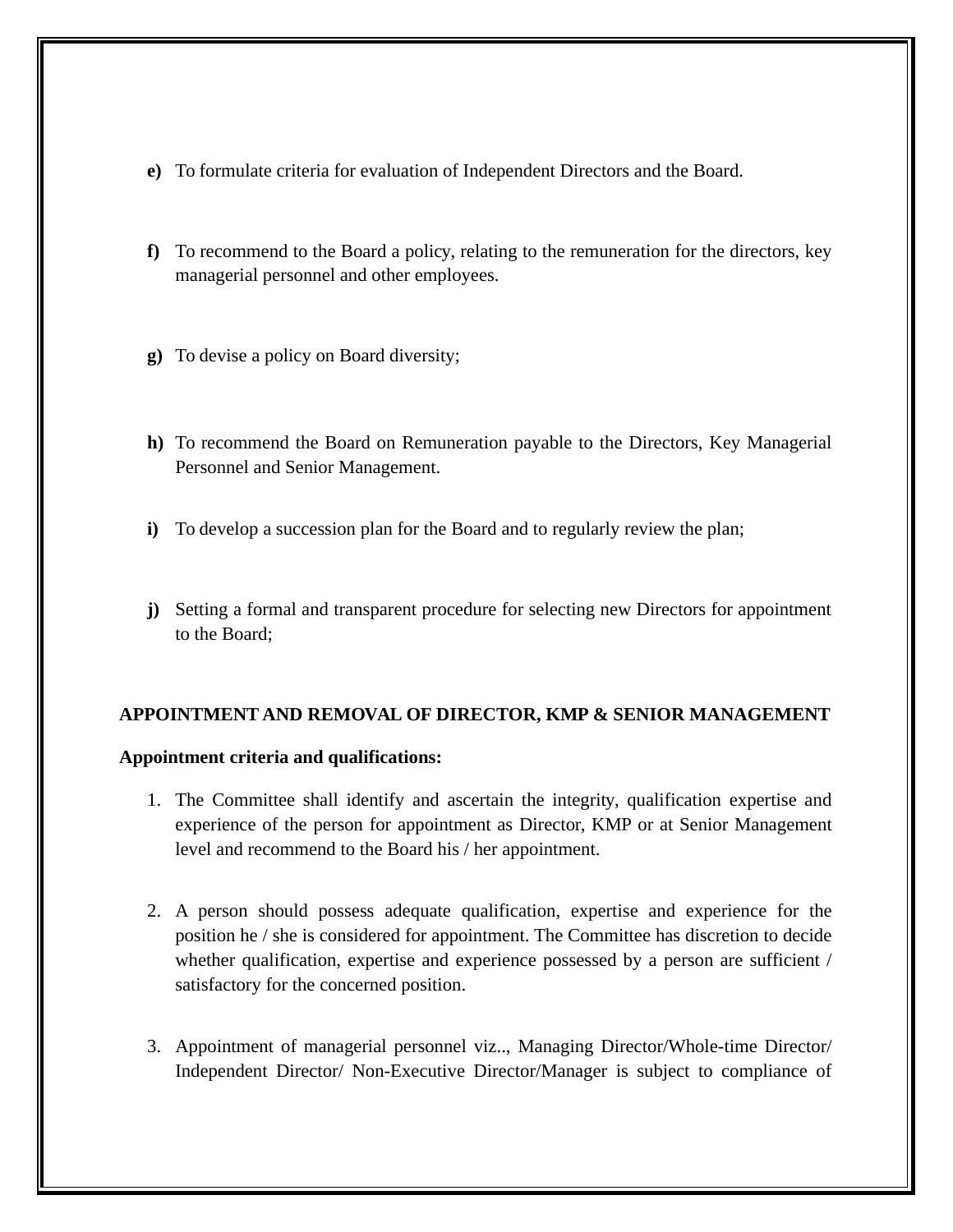e) To formulate criteria for evaluation of Independent Directors and the Board.

f) To recommend to the Board a policy, relating to the remuneration for the directors, key managerial personnel and other employees.

g) To devise a policy on Board diversity;

h) To recommend the Board on Remuneration payable to the Directors, Key Managerial Personnel and Senior Management.

i) To develop a succession plan for the Board and to regularly review the plan;

j) Setting a formal and transparent procedure for selecting new Directors for appointment to the Board;

**APPOINTMENT AND REMOVAL OF DIRECTOR, KMP & SENIOR MANAGEMENT**

**Appointment criteria and qualifications:**

1. The Committee shall identify and ascertain the integrity, qualification expertise and experience of the person for appointment as Director, KMP or at Senior Management level and recommend to the Board his / her appointment.

2. A person should possess adequate qualification, expertise and experience for the position he / she is considered for appointment. The Committee has discretion to decide whether qualification, expertise and experience possessed by a person are sufficient / satisfactory for the concerned position.

3. Appointment of managerial personnel viz.., Managing Director/Whole-time Director/ Independent Director/ Non-Executive Director/Manager is subject to compliance of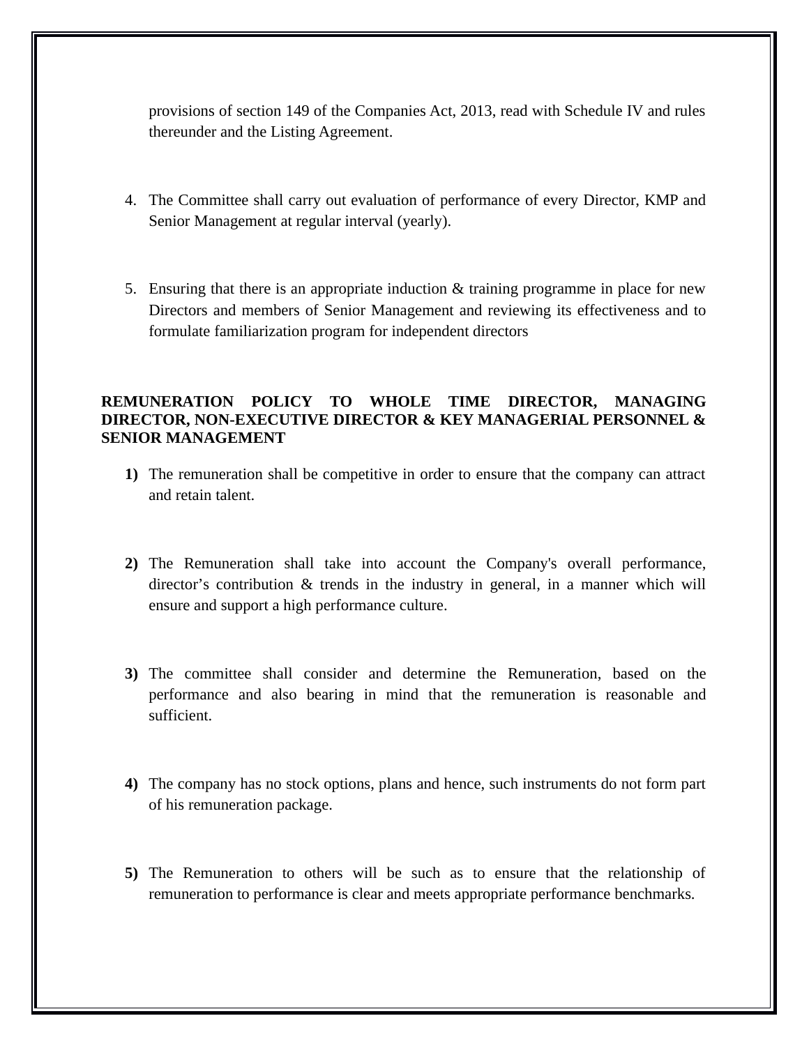provisions of section 149 of the Companies Act, 2013, read with Schedule IV and rules thereunder and the Listing Agreement.

4. The Committee shall carry out evaluation of performance of every Director, KMP and Senior Management at regular interval (yearly).

5. Ensuring that there is an appropriate induction & training programme in place for new Directors and members of Senior Management and reviewing its effectiveness and to formulate familiarization program for independent directors

**REMUNERATION POLICY TO WHOLE TIME DIRECTOR, MANAGING DIRECTOR, NON-EXECUTIVE DIRECTOR & KEY MANAGERIAL PERSONNEL & SENIOR MANAGEMENT**

**1)** The remuneration shall be competitive in order to ensure that the company can attract and retain talent.

**2)** The Remuneration shall take into account the Company's overall performance, director's contribution & trends in the industry in general, in a manner which will ensure and support a high performance culture.

**3)** The committee shall consider and determine the Remuneration, based on the performance and also bearing in mind that the remuneration is reasonable and sufficient.

**4)** The company has no stock options, plans and hence, such instruments do not form part of his remuneration package.

**5)** The Remuneration to others will be such as to ensure that the relationship of remuneration to performance is clear and meets appropriate performance benchmarks.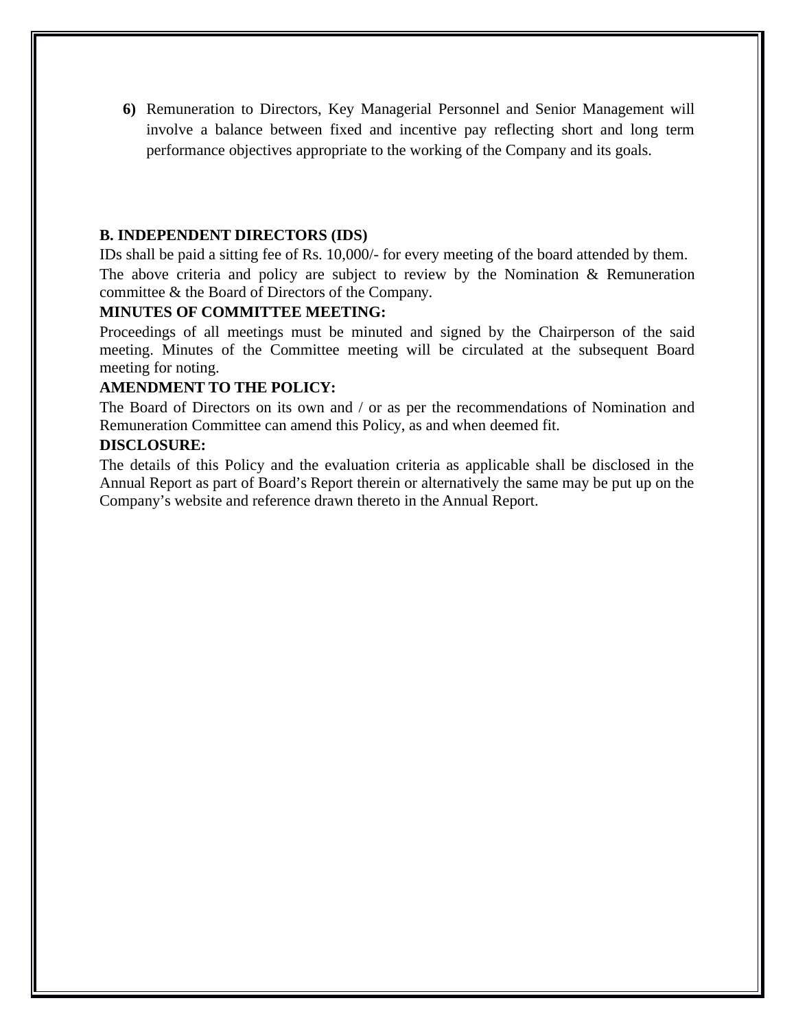6) Remuneration to Directors, Key Managerial Personnel and Senior Management will involve a balance between fixed and incentive pay reflecting short and long term performance objectives appropriate to the working of the Company and its goals.

**B. INDEPENDENT DIRECTORS (IDS)**

IDs shall be paid a sitting fee of Rs. 10,000/- for every meeting of the board attended by them.

The above criteria and policy are subject to review by the Nomination & Remuneration committee & the Board of Directors of the Company.

**MINUTES OF COMMITTEE MEETING:**

Proceedings of all meetings must be minuted and signed by the Chairperson of the said meeting. Minutes of the Committee meeting will be circulated at the subsequent Board meeting for noting.

**AMENDMENT TO THE POLICY:**

The Board of Directors on its own and / or as per the recommendations of Nomination and Remuneration Committee can amend this Policy, as and when deemed fit.

**DISCLOSURE:**

The details of this Policy and the evaluation criteria as applicable shall be disclosed in the Annual Report as part of Board's Report therein or alternatively the same may be put up on the Company's website and reference drawn thereto in the Annual Report.